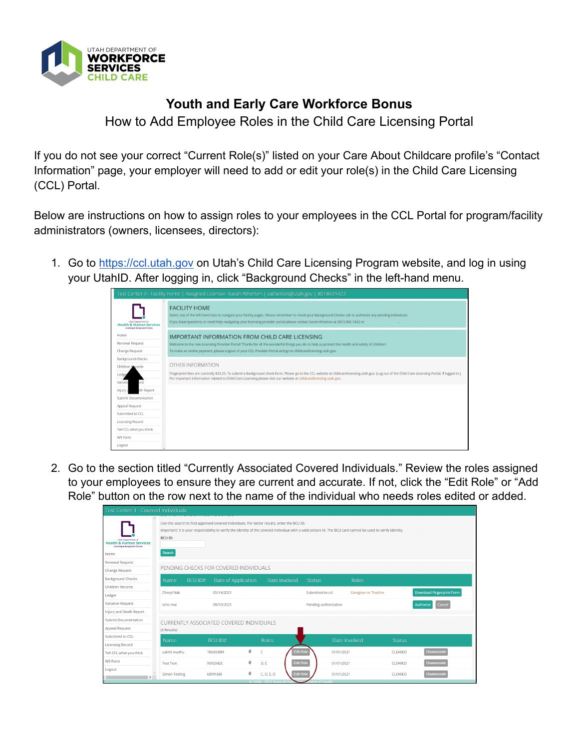# Youth and Early Care Workforce Bonus

## How to Add Employee Roles in the Child Care Licensing Portal

If you do not see your correct "Current Role(s)" listed on your Care About Childcare profile's "Contact Information" page, your employer will need to add or edit your role(s) in the Child Care Licensing (CCL) Portal.

Below are instructions on how to assign roles to your employees in the CCL Portal for program/facility administrators (owners, licensees, directors):

1. Go to https://ccl.utah.gov on Utah's Child Care Licensing Program website, and log in using your UtahID. After logging in, click "Background Checks" in the left-hand menu.

2. Go to the section titled "Currently Associated Covered Individuals." Review the roles assigned to your employees to ensure they are current and accurate. If not, click the "Edit Role" or "Add Role" button on the row next to the name of the individual who needs roles edited or added.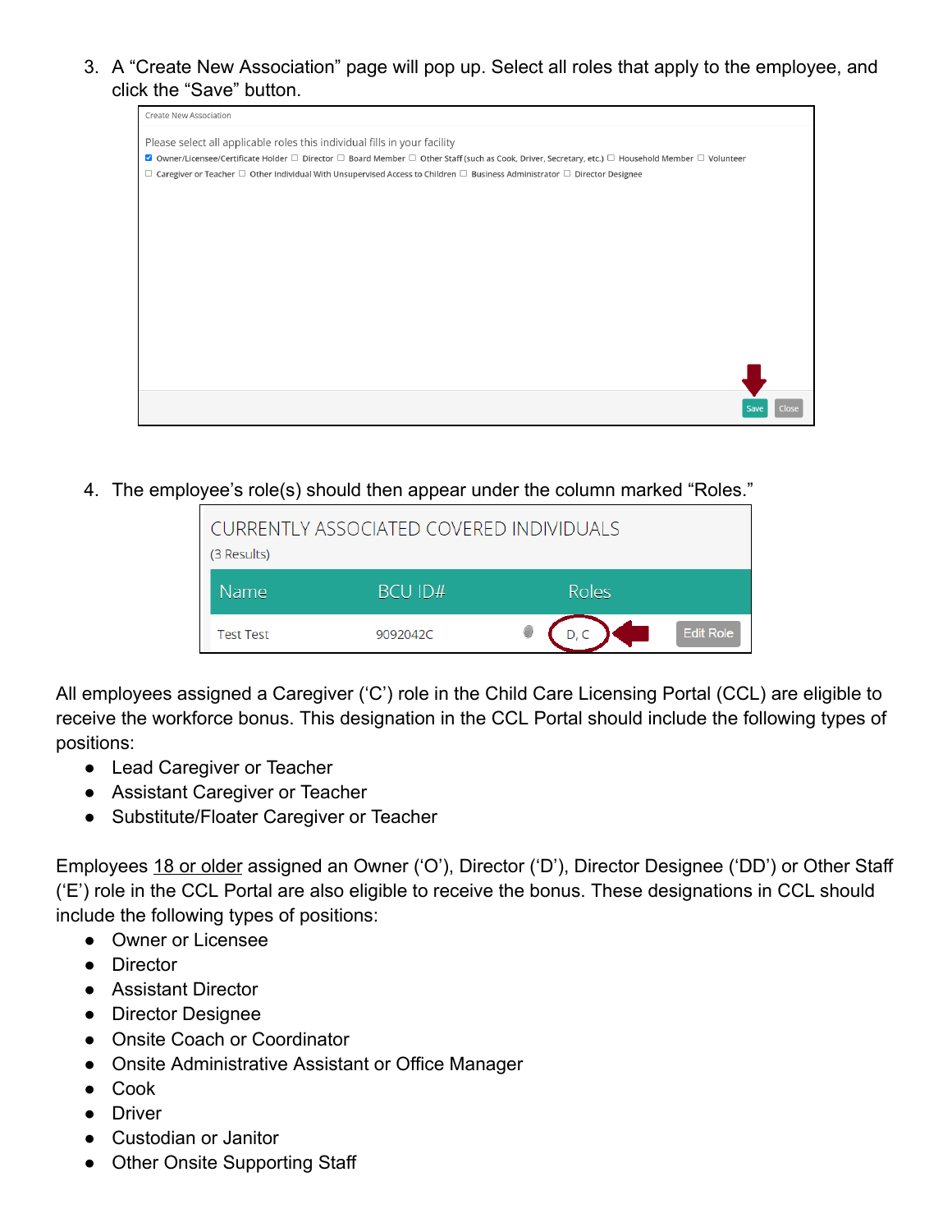3. A “Create New Association” page will pop up. Select all roles that apply to the employee, and click the “Save” button.

4. The employee’s role(s) should then appear under the column marked “Roles.”

All employees assigned a Caregiver (‘C’) role in the Child Care Licensing Portal (CCL) are eligible to receive the workforce bonus. This designation in the CCL Portal should include the following types of positions:

- Lead Caregiver or Teacher
- Assistant Caregiver or Teacher
- Substitute/Floater Caregiver or Teacher

Employees 18 or older assigned an Owner (‘O’), Director (‘D’), Director Designee (‘DD’) or Other Staff (‘E’) role in the CCL Portal are also eligible to receive the bonus. These designations in CCL should include the following types of positions:

- Owner or Licensee
- Director
- Assistant Director
- Director Designee
- Onsite Coach or Coordinator
- Onsite Administrative Assistant or Office Manager
- Cook
- Driver
- Custodian or Janitor
- Other Onsite Supporting Staff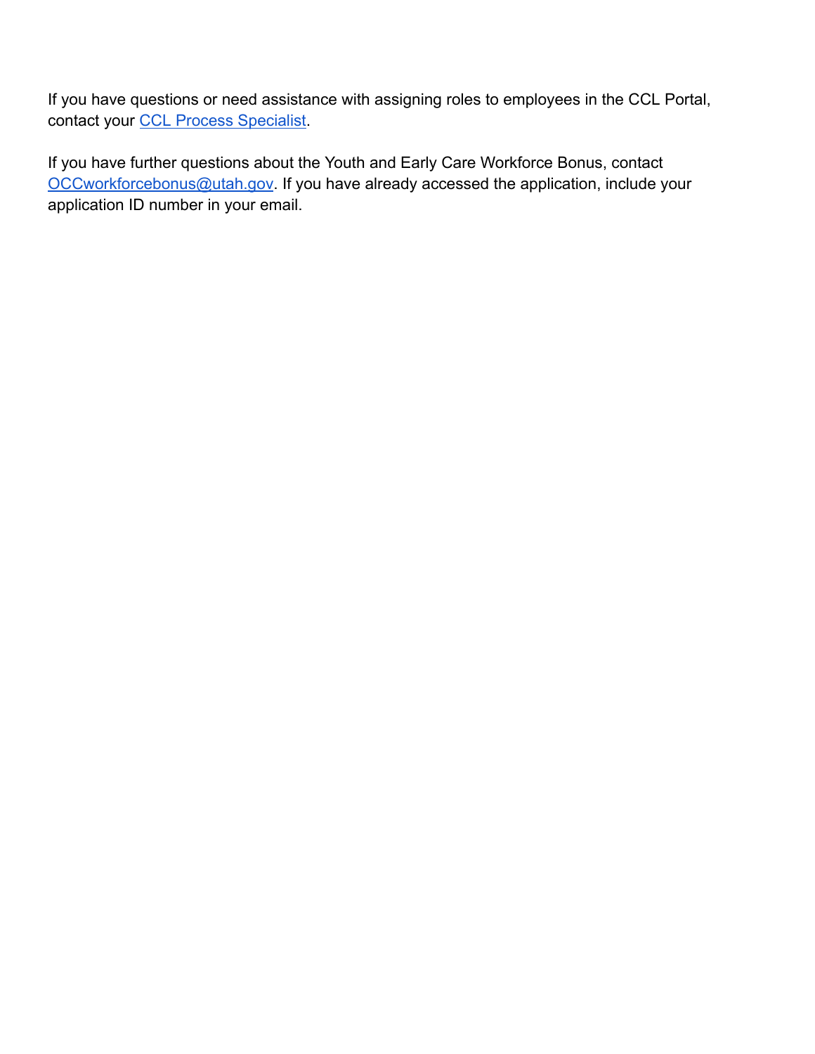If you have questions or need assistance with assigning roles to employees in the CCL Portal, contact your CCL Process Specialist.

If you have further questions about the Youth and Early Care Workforce Bonus, contact OCCworkforcebonus@utah.gov. If you have already accessed the application, include your application ID number in your email.